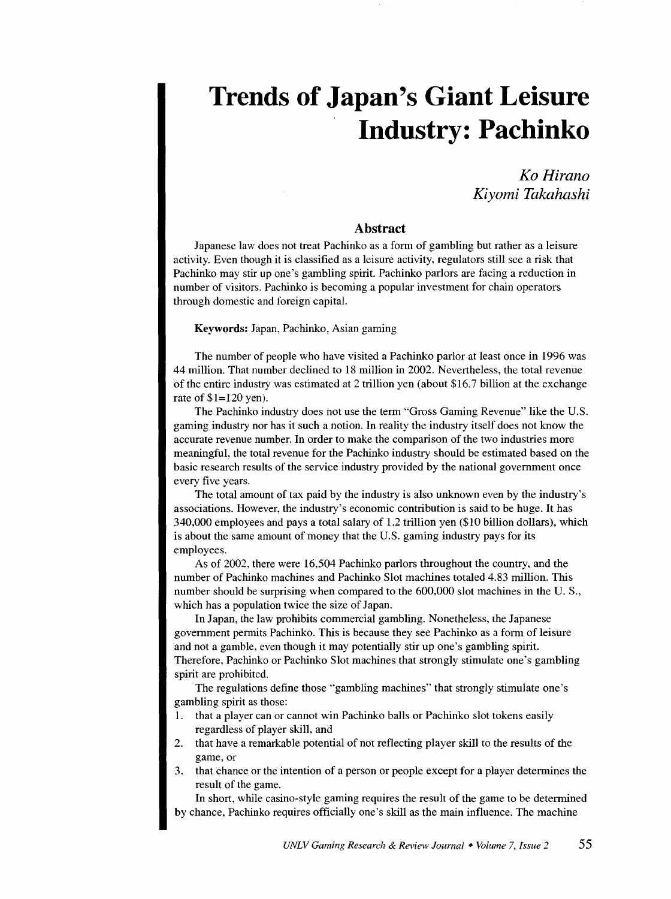# Trends of Japan's Giant Leisure Industry: Pachinko

*Ko Hirano*
*Kiyomi Takahashi*

## Abstract

Japanese law does not treat Pachinko as a form of gambling but rather as a leisure activity. Even though it is classified as a leisure activity, regulators still see a risk that Pachinko may stir up one's gambling spirit. Pachinko parlors are facing a reduction in number of visitors. Pachinko is becoming a popular investment for chain operators through domestic and foreign capital.

**Keywords:** Japan, Pachinko, Asian gaming

The number of people who have visited a Pachinko parlor at least once in 1996 was 44 million. That number declined to 18 million in 2002. Nevertheless, the total revenue of the entire industry was estimated at 2 trillion yen (about $16.7 billion at the exchange rate of $1=120 yen).

The Pachinko industry does not use the term "Gross Gaming Revenue" like the U.S. gaming industry nor has it such a notion. In reality the industry itself does not know the accurate revenue number. In order to make the comparison of the two industries more meaningful, the total revenue for the Pachinko industry should be estimated based on the basic research results of the service industry provided by the national government once every five years.

The total amount of tax paid by the industry is also unknown even by the industry's associations. However, the industry's economic contribution is said to be huge. It has 340,000 employees and pays a total salary of 1.2 trillion yen ($10 billion dollars), which is about the same amount of money that the U.S. gaming industry pays for its employees.

As of 2002, there were 16,504 Pachinko parlors throughout the country, and the number of Pachinko machines and Pachinko Slot machines totaled 4.83 million. This number should be surprising when compared to the 600,000 slot machines in the U. S., which has a population twice the size of Japan.

In Japan, the law prohibits commercial gambling. Nonetheless, the Japanese government permits Pachinko. This is because they see Pachinko as a form of leisure and not a gamble, even though it may potentially stir up one's gambling spirit. Therefore, Pachinko or Pachinko Slot machines that strongly stimulate one's gambling spirit are prohibited.

The regulations define those "gambling machines" that strongly stimulate one's gambling spirit as those:

1. that a player can or cannot win Pachinko balls or Pachinko slot tokens easily regardless of player skill, and
2. that have a remarkable potential of not reflecting player skill to the results of the game, or
3. that chance or the intention of a person or people except for a player determines the result of the game.

In short, while casino-style gaming requires the result of the game to be determined by chance, Pachinko requires officially one's skill as the main influence. The machine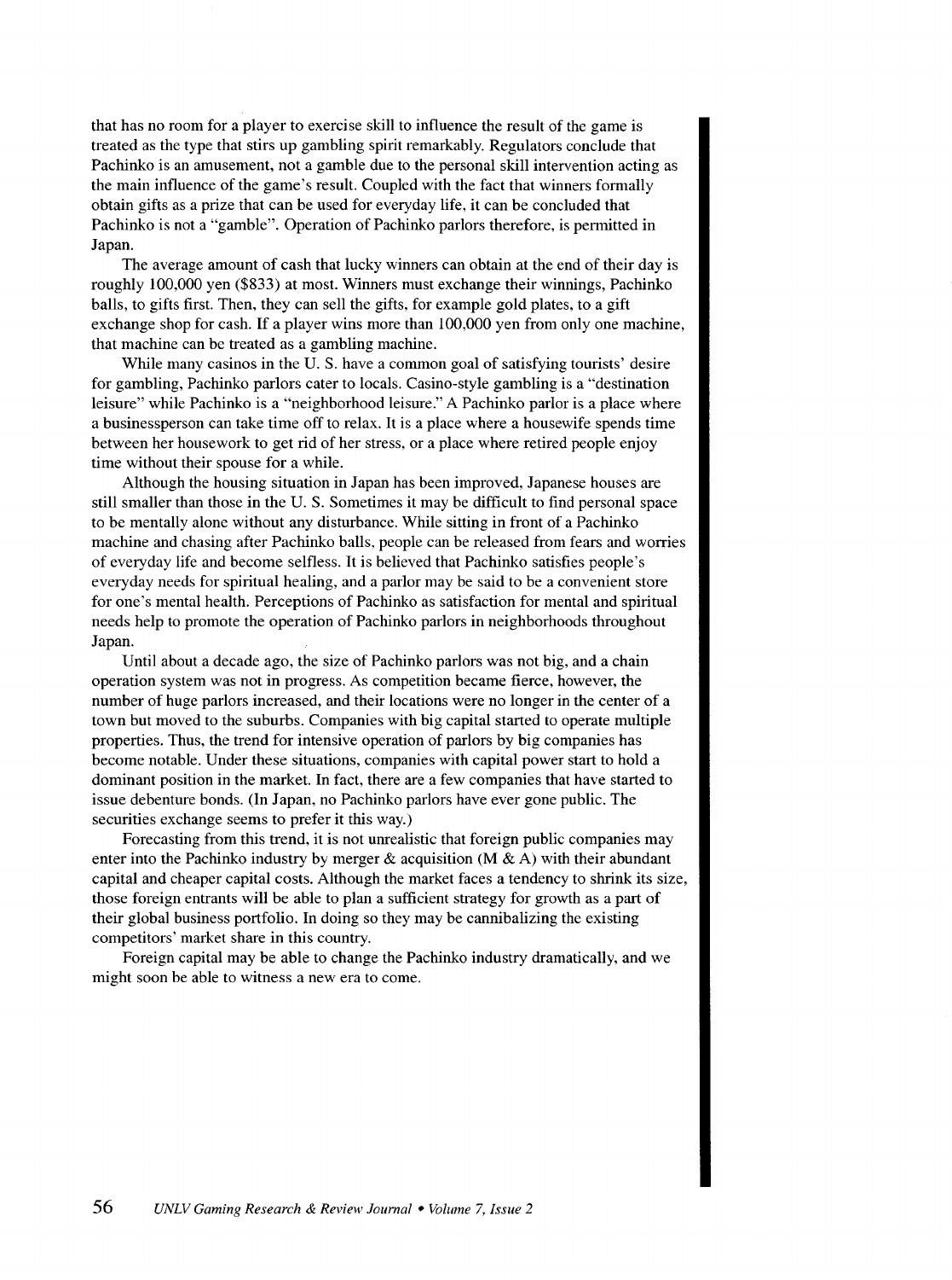that has no room for a player to exercise skill to influence the result of the game is treated as the type that stirs up gambling spirit remarkably. Regulators conclude that Pachinko is an amusement, not a gamble due to the personal skill intervention acting as the main influence of the game's result. Coupled with the fact that winners formally obtain gifts as a prize that can be used for everyday life, it can be concluded that Pachinko is not a "gamble". Operation of Pachinko parlors therefore, is permitted in Japan.

The average amount of cash that lucky winners can obtain at the end of their day is roughly 100,000 yen ($833) at most. Winners must exchange their winnings, Pachinko balls, to gifts first. Then, they can sell the gifts, for example gold plates, to a gift exchange shop for cash. If a player wins more than 100,000 yen from only one machine, that machine can be treated as a gambling machine.

While many casinos in the U. S. have a common goal of satisfying tourists' desire for gambling, Pachinko parlors cater to locals. Casino-style gambling is a "destination leisure" while Pachinko is a "neighborhood leisure." A Pachinko parlor is a place where a businessperson can take time off to relax. It is a place where a housewife spends time between her housework to get rid of her stress, or a place where retired people enjoy time without their spouse for a while.

Although the housing situation in Japan has been improved, Japanese houses are still smaller than those in the U. S. Sometimes it may be difficult to find personal space to be mentally alone without any disturbance. While sitting in front of a Pachinko machine and chasing after Pachinko balls, people can be released from fears and worries of everyday life and become selfless. It is believed that Pachinko satisfies people's everyday needs for spiritual healing, and a parlor may be said to be a convenient store for one's mental health. Perceptions of Pachinko as satisfaction for mental and spiritual needs help to promote the operation of Pachinko parlors in neighborhoods throughout Japan.

Until about a decade ago, the size of Pachinko parlors was not big, and a chain operation system was not in progress. As competition became fierce, however, the number of huge parlors increased, and their locations were no longer in the center of a town but moved to the suburbs. Companies with big capital started to operate multiple properties. Thus, the trend for intensive operation of parlors by big companies has become notable. Under these situations, companies with capital power start to hold a dominant position in the market. In fact, there are a few companies that have started to issue debenture bonds. (In Japan, no Pachinko parlors have ever gone public. The securities exchange seems to prefer it this way.)

Forecasting from this trend, it is not unrealistic that foreign public companies may enter into the Pachinko industry by merger & acquisition (M & A) with their abundant capital and cheaper capital costs. Although the market faces a tendency to shrink its size, those foreign entrants will be able to plan a sufficient strategy for growth as a part of their global business portfolio. In doing so they may be cannibalizing the existing competitors' market share in this country.

Foreign capital may be able to change the Pachinko industry dramatically, and we might soon be able to witness a new era to come.